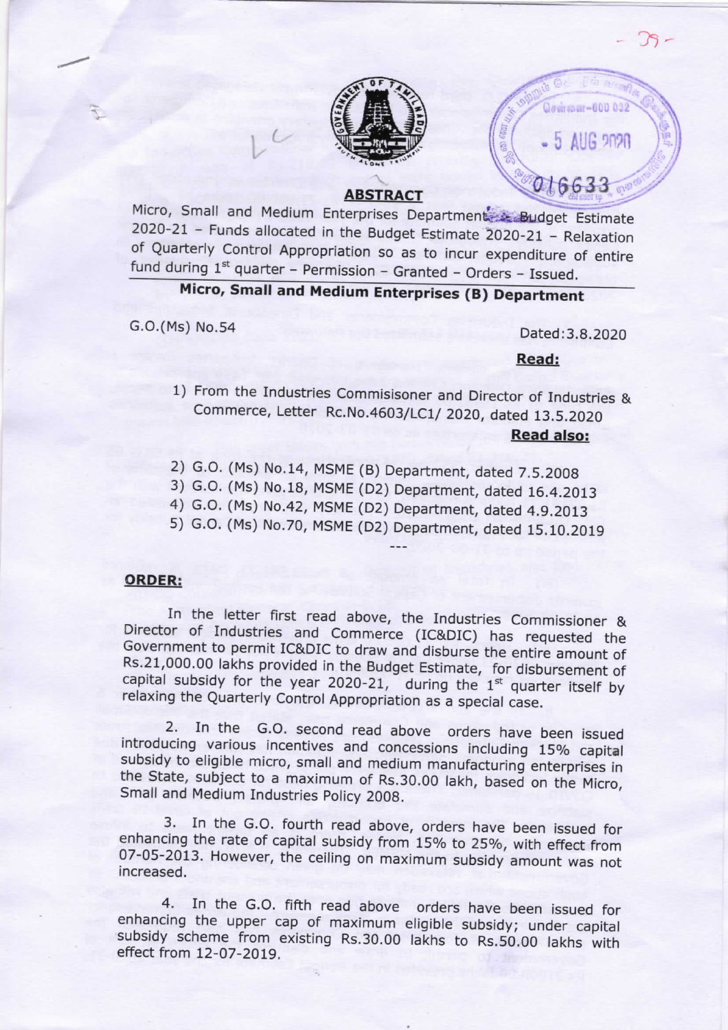## ABSTRACT

Micro, Small and Medium Enterprises Department – Budget Estimate 2020-21 – Funds allocated in the Budget Estimate 2020-21 – Relaxation of Quarterly Control Appropriation so as to incur expenditure of entire fund during 1st quarter – Permission – Granted – Orders – Issued.

### Micro, Small and Medium Enterprises (B) Department

G.O.(Ms) No.54 Dated:3.8.2020

**Read:**

1) From the Industries Commisisoner and Director of Industries & Commerce, Letter Rc.No.4603/LC1/ 2020, dated 13.5.2020

**Read also:**

2) G.O. (Ms) No.14, MSME (B) Department, dated 7.5.2008
3) G.O. (Ms) No.18, MSME (D2) Department, dated 16.4.2013
4) G.O. (Ms) No.42, MSME (D2) Department, dated 4.9.2013
5) G.O. (Ms) No.70, MSME (D2) Department, dated 15.10.2019

---

**ORDER:**

In the letter first read above, the Industries Commissioner & Director of Industries and Commerce (IC&DIC) has requested the Government to permit IC&DIC to draw and disburse the entire amount of Rs.21,000.00 lakhs provided in the Budget Estimate, for disbursement of capital subsidy for the year 2020-21, during the 1st quarter itself by relaxing the Quarterly Control Appropriation as a special case.

2. In the G.O. second read above orders have been issued introducing various incentives and concessions including 15% capital subsidy to eligible micro, small and medium manufacturing enterprises in the State, subject to a maximum of Rs.30.00 lakh, based on the Micro, Small and Medium Industries Policy 2008.

3. In the G.O. fourth read above, orders have been issued for enhancing the rate of capital subsidy from 15% to 25%, with effect from 07-05-2013. However, the ceiling on maximum subsidy amount was not increased.

4. In the G.O. fifth read above orders have been issued for enhancing the upper cap of maximum eligible subsidy; under capital subsidy scheme from existing Rs.30.00 lakhs to Rs.50.00 lakhs with effect from 12-07-2019.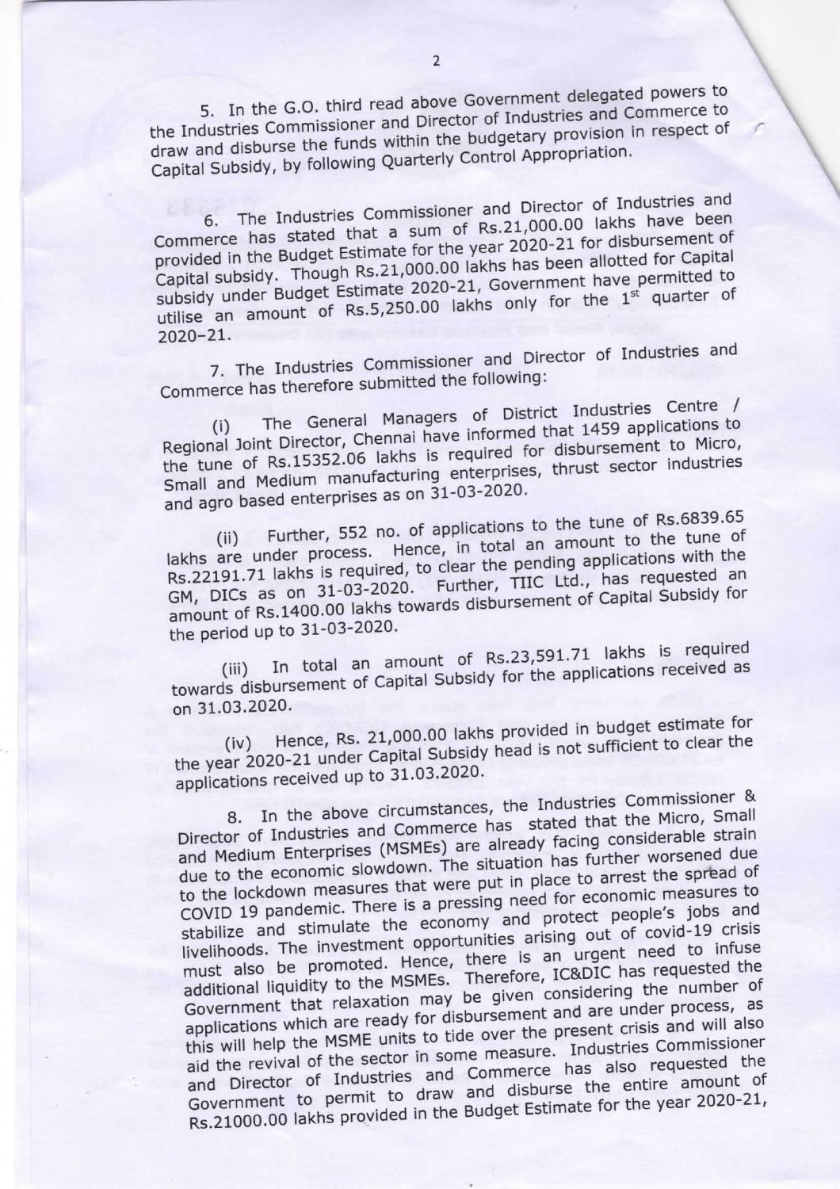5. In the G.O. third read above Government delegated powers to the Industries Commissioner and Director of Industries and Commerce to draw and disburse the funds within the budgetary provision in respect of Capital Subsidy, by following Quarterly Control Appropriation.

6. The Industries Commissioner and Director of Industries and Commerce has stated that a sum of Rs.21,000.00 lakhs have been provided in the Budget Estimate for the year 2020-21 for disbursement of Capital subsidy. Though Rs.21,000.00 lakhs has been allotted for Capital subsidy under Budget Estimate 2020-21, Government have permitted to utilise an amount of Rs.5,250.00 lakhs only for the 1st quarter of 2020–21.

7. The Industries Commissioner and Director of Industries and Commerce has therefore submitted the following:

(i) The General Managers of District Industries Centre / Regional Joint Director, Chennai have informed that 1459 applications to the tune of Rs.15352.06 lakhs is required for disbursement to Micro, Small and Medium manufacturing enterprises, thrust sector industries and agro based enterprises as on 31-03-2020.

(ii) Further, 552 no. of applications to the tune of Rs.6839.65 lakhs are under process. Hence, in total an amount to the tune of Rs.22191.71 lakhs is required, to clear the pending applications with the GM, DICs as on 31-03-2020. Further, TIIC Ltd., has requested an amount of Rs.1400.00 lakhs towards disbursement of Capital Subsidy for the period up to 31-03-2020.

(iii) In total an amount of Rs.23,591.71 lakhs is required towards disbursement of Capital Subsidy for the applications received as on 31.03.2020.

(iv) Hence, Rs. 21,000.00 lakhs provided in budget estimate for the year 2020-21 under Capital Subsidy head is not sufficient to clear the applications received up to 31.03.2020.

8. In the above circumstances, the Industries Commissioner & Director of Industries and Commerce has stated that the Micro, Small and Medium Enterprises (MSMEs) are already facing considerable strain due to the economic slowdown. The situation has further worsened due to the lockdown measures that were put in place to arrest the spread of COVID 19 pandemic. There is a pressing need for economic measures to stabilize and stimulate the economy and protect people's jobs and livelihoods. The investment opportunities arising out of covid-19 crisis must also be promoted. Hence, there is an urgent need to infuse additional liquidity to the MSMEs. Therefore, IC&DIC has requested the Government that relaxation may be given considering the number of applications which are ready for disbursement and are under process, as this will help the MSME units to tide over the present crisis and will also aid the revival of the sector in some measure. Industries Commissioner and Director of Industries and Commerce has also requested the Government to permit to draw and disburse the entire amount of Rs.21000.00 lakhs provided in the Budget Estimate for the year 2020-21,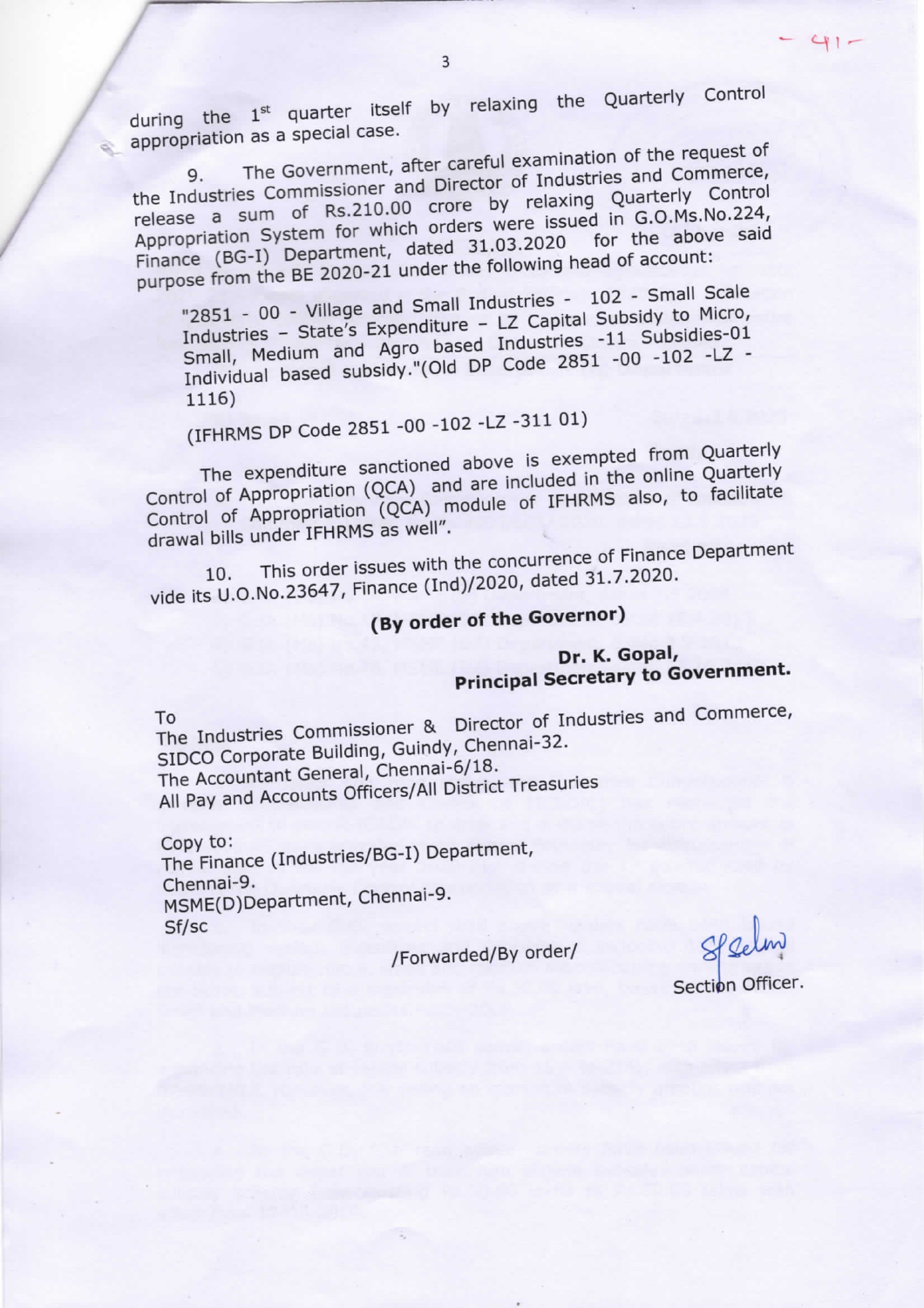during the 1st quarter itself by relaxing the Quarterly Control appropriation as a special case.

9. The Government, after careful examination of the request of the Industries Commissioner and Director of Industries and Commerce, release a sum of Rs.210.00 crore by relaxing Quarterly Control Appropriation System for which orders were issued in G.O.Ms.No.224, Finance (BG-I) Department, dated 31.03.2020 for the above said purpose from the BE 2020-21 under the following head of account:

> "2851 - 00 - Village and Small Industries - 102 - Small Scale Industries – State's Expenditure – LZ Capital Subsidy to Micro, Small, Medium and Agro based Industries -11 Subsidies-01 Individual based subsidy."(Old DP Code 2851 -00 -102 -LZ - 1116)
>
> (IFHRMS DP Code 2851 -00 -102 -LZ -311 01)

The expenditure sanctioned above is exempted from Quarterly Control of Appropriation (QCA) and are included in the online Quarterly Control of Appropriation (QCA) module of IFHRMS also, to facilitate drawal bills under IFHRMS as well".

10. This order issues with the concurrence of Finance Department vide its U.O.No.23647, Finance (Ind)/2020, dated 31.7.2020.

**(By order of the Governor)**

**Dr. K. Gopal,**
**Principal Secretary to Government.**

To
The Industries Commissioner & Director of Industries and Commerce, SIDCO Corporate Building, Guindy, Chennai-32.
The Accountant General, Chennai-6/18.
All Pay and Accounts Officers/All District Treasuries

Copy to:
The Finance (Industries/BG-I) Department, Chennai-9.
MSME(D)Department, Chennai-9.
Sf/sc

/Forwarded/By order/

Section Officer.